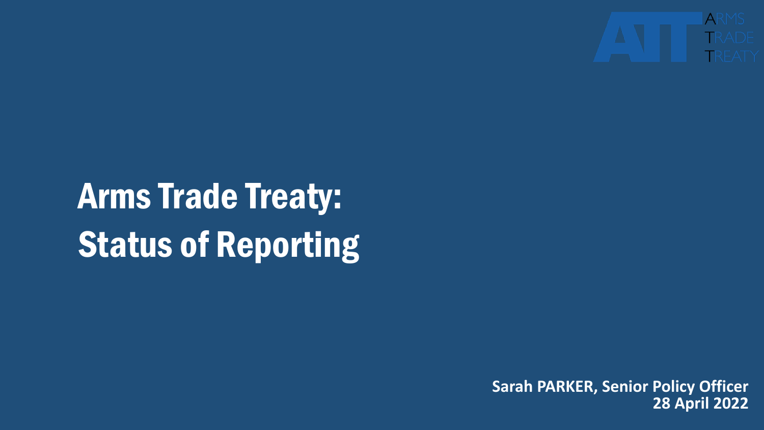ARMS TRADE TREATY

# Arms Trade Treaty: Status of Reporting

**Sarah PARKER, Senior Policy Officer**
**28 April 2022**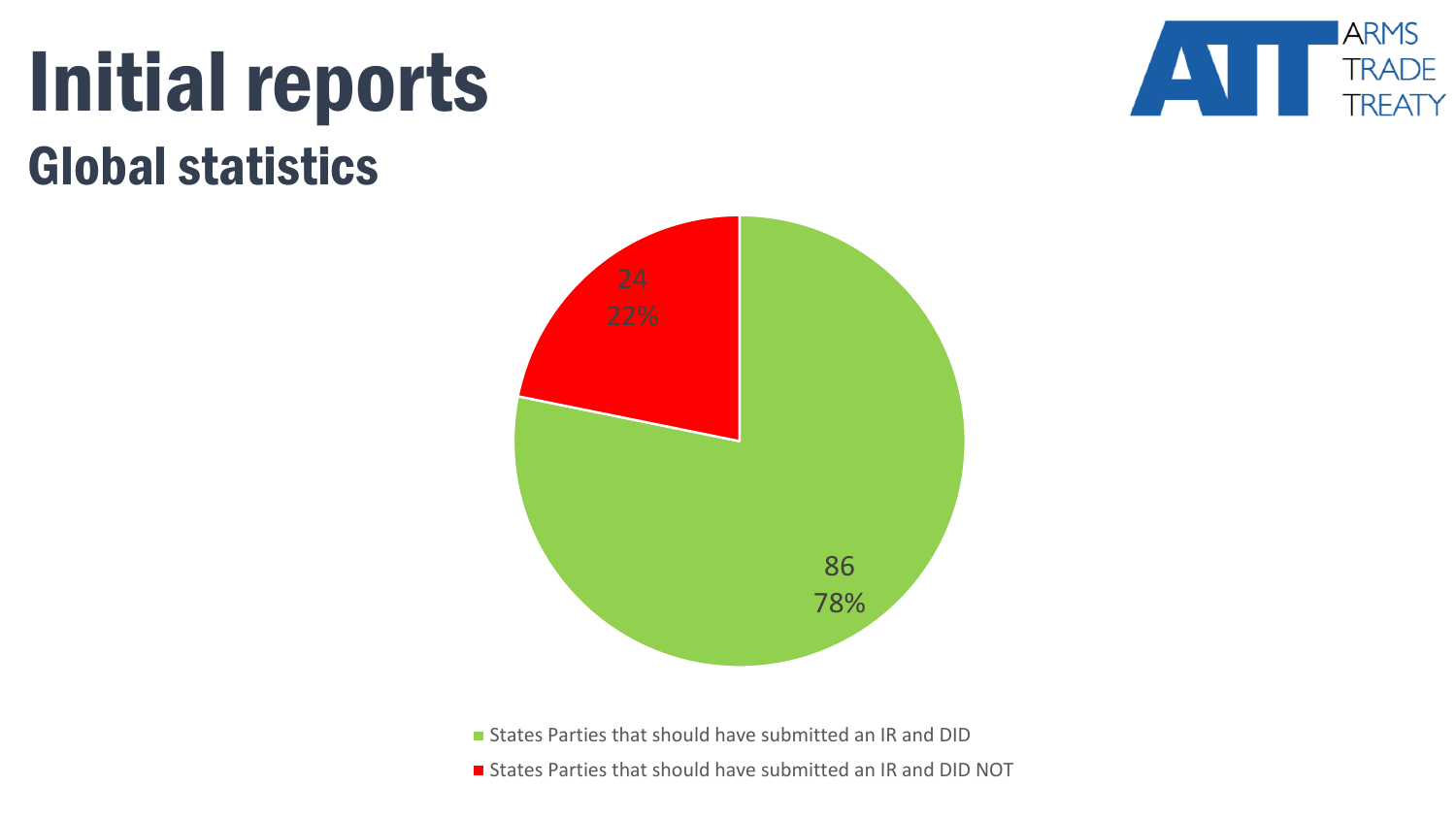# Initial reports

## Global statistics

ARMS TRADE TREATY

24
22%

86
78%

- States Parties that should have submitted an IR and DID
- States Parties that should have submitted an IR and DID NOT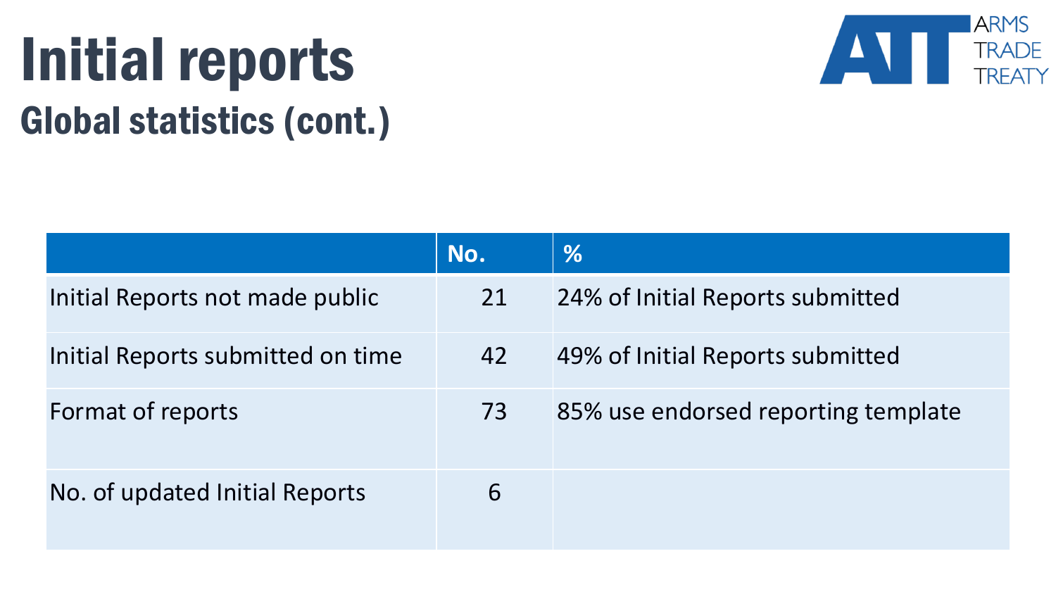# Initial reports

## Global statistics (cont.)

| | No. | % |
|---|---|---|
| Initial Reports not made public | 21 | 24% of Initial Reports submitted |
| Initial Reports submitted on time | 42 | 49% of Initial Reports submitted |
| Format of reports | 73 | 85% use endorsed reporting template |
| No. of updated Initial Reports | 6 | |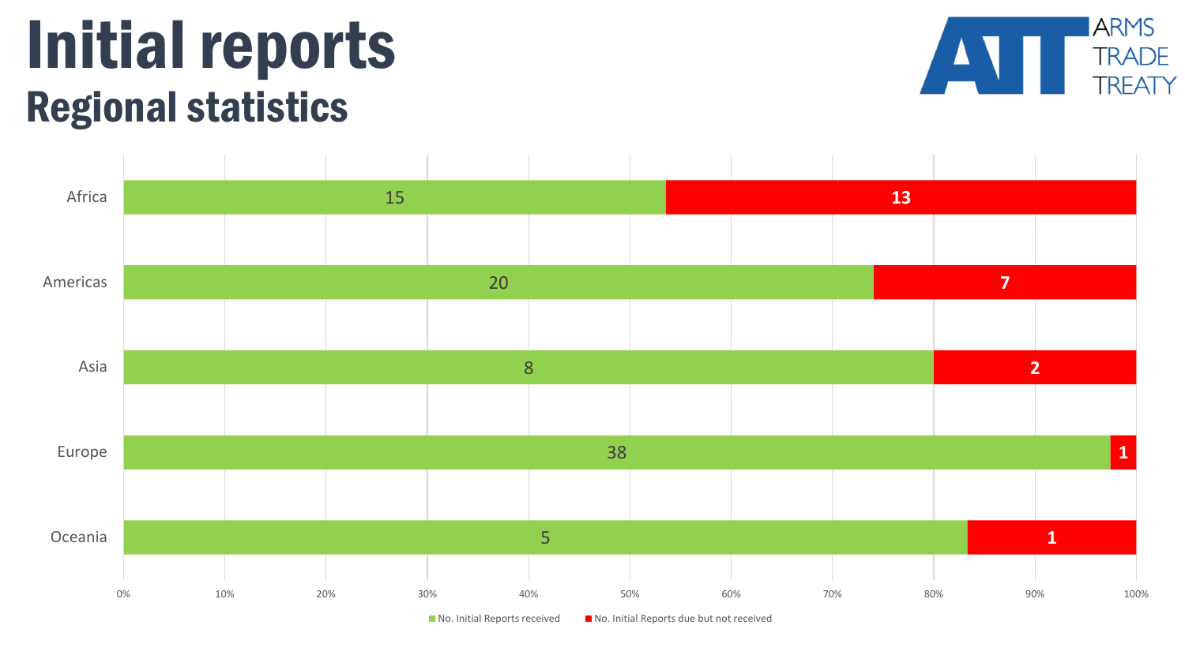# Initial reports

## Regional statistics

ARMS TRADE TREATY

| Region | No. Initial Reports received | No. Initial Reports due but not received |
| --- | --- | --- |
| Africa | 15 | 13 |
| Americas | 20 | 7 |
| Asia | 8 | 2 |
| Europe | 38 | 1 |
| Oceania | 5 | 1 |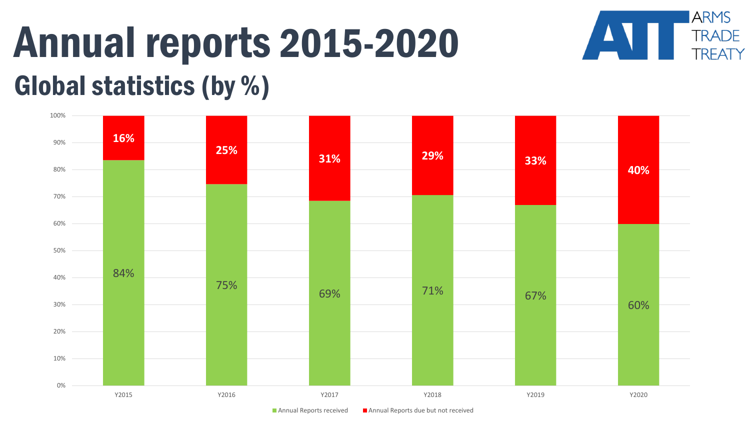# Annual reports 2015-2020

## Global statistics (by %)

ARMS TRADE TREATY

| | Y2015 | Y2016 | Y2017 | Y2018 | Y2019 | Y2020 |
|---|---|---|---|---|---|---|
| Annual Reports received | 84% | 75% | 69% | 71% | 67% | 60% |
| Annual Reports due but not received | 16% | 25% | 31% | 29% | 33% | 40% |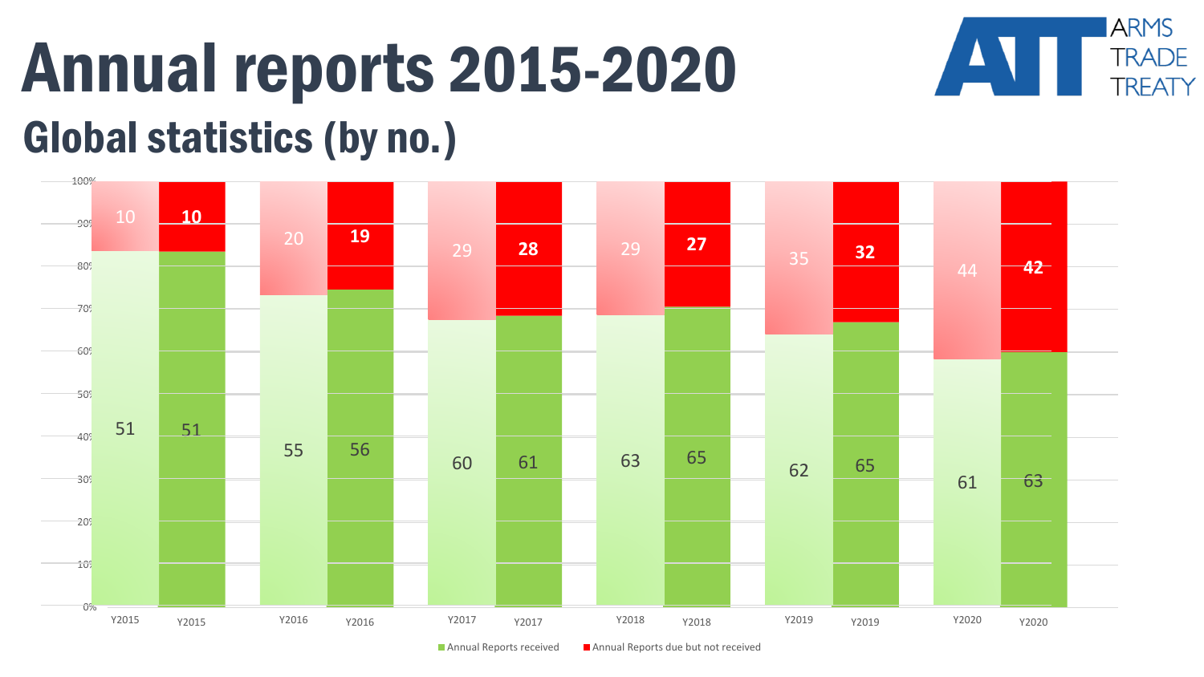# Annual reports 2015-2020

## Global statistics (by no.)

| Year | Annual Reports received | Annual Reports due but not received |
|---|---|---|
| Y2015 | 51 | 10 |
| Y2015 | 51 | 10 |
| Y2016 | 55 | 20 |
| Y2016 | 56 | 19 |
| Y2017 | 60 | 29 |
| Y2017 | 61 | 28 |
| Y2018 | 63 | 29 |
| Y2018 | 65 | 27 |
| Y2019 | 62 | 35 |
| Y2019 | 65 | 32 |
| Y2020 | 61 | 44 |
| Y2020 | 63 | 42 |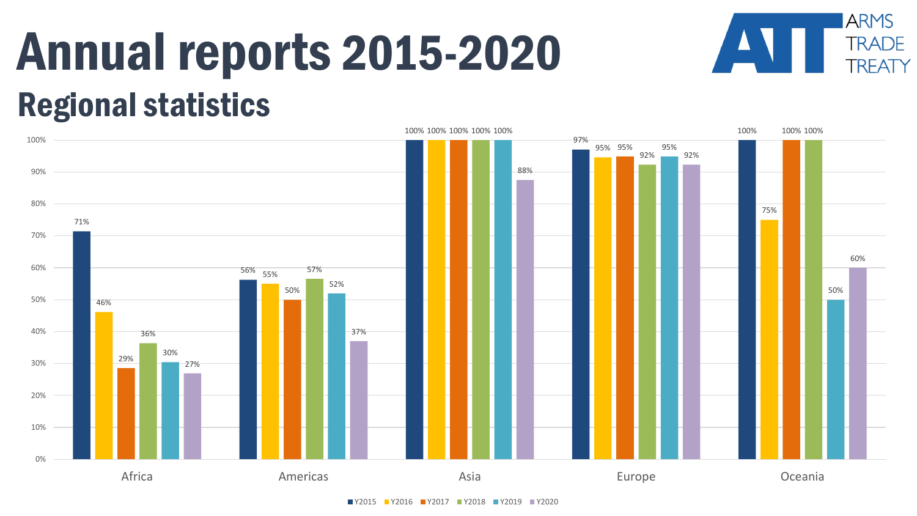# Annual reports 2015-2020

## Regional statistics

ARMS TRADE TREATY

| Region | Y2015 | Y2016 | Y2017 | Y2018 | Y2019 | Y2020 |
|---|---|---|---|---|---|---|
| Africa | 71% | 46% | 29% | 36% | 30% | 27% |
| Americas | 56% | 55% | 50% | 57% | 52% | 37% |
| Asia | 100% | 100% | 100% | 100% | 100% | 88% |
| Europe | 97% | 95% | 95% | 92% | 95% | 92% |
| Oceania | 100% | 75% | 100% | 100% | 50% | 60% |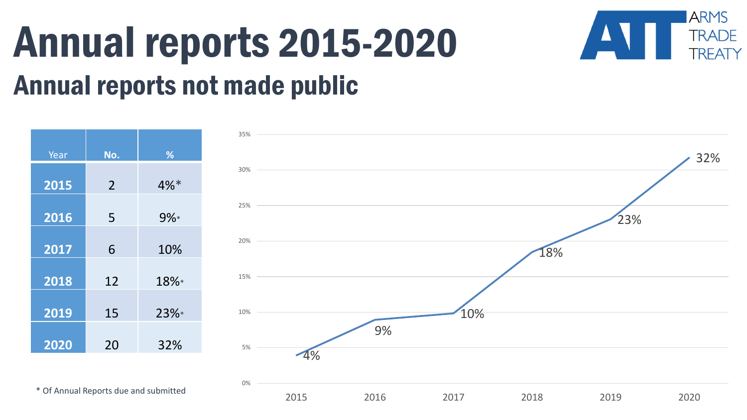# Annual reports 2015-2020

## Annual reports not made public

| Year | No. | % |
|---|---|---|
| **2015** | 2 | 4%* |
| **2016** | 5 | 9%* |
| **2017** | 6 | 10% |
| **2018** | 12 | 18%* |
| **2019** | 15 | 23%* |
| **2020** | 20 | 32% |

\* Of Annual Reports due and submitted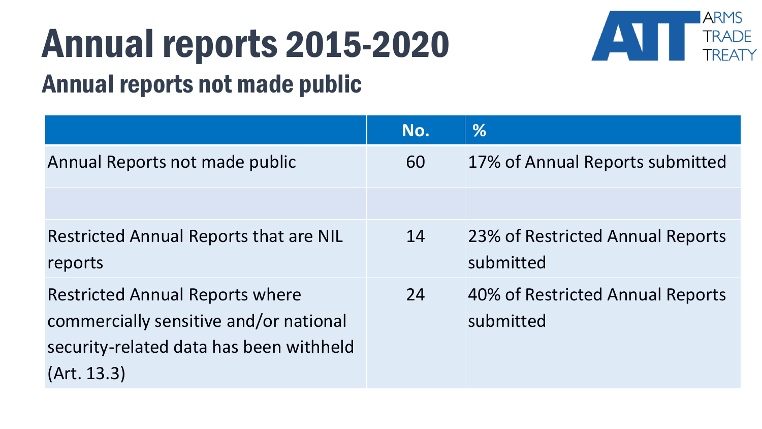# Annual reports 2015-2020

## Annual reports not made public

| | No. | % |
|---|---|---|
| Annual Reports not made public | 60 | 17% of Annual Reports submitted |
| | | |
| Restricted Annual Reports that are NIL reports | 14 | 23% of Restricted Annual Reports submitted |
| Restricted Annual Reports where commercially sensitive and/or national security-related data has been withheld (Art. 13.3) | 24 | 40% of Restricted Annual Reports submitted |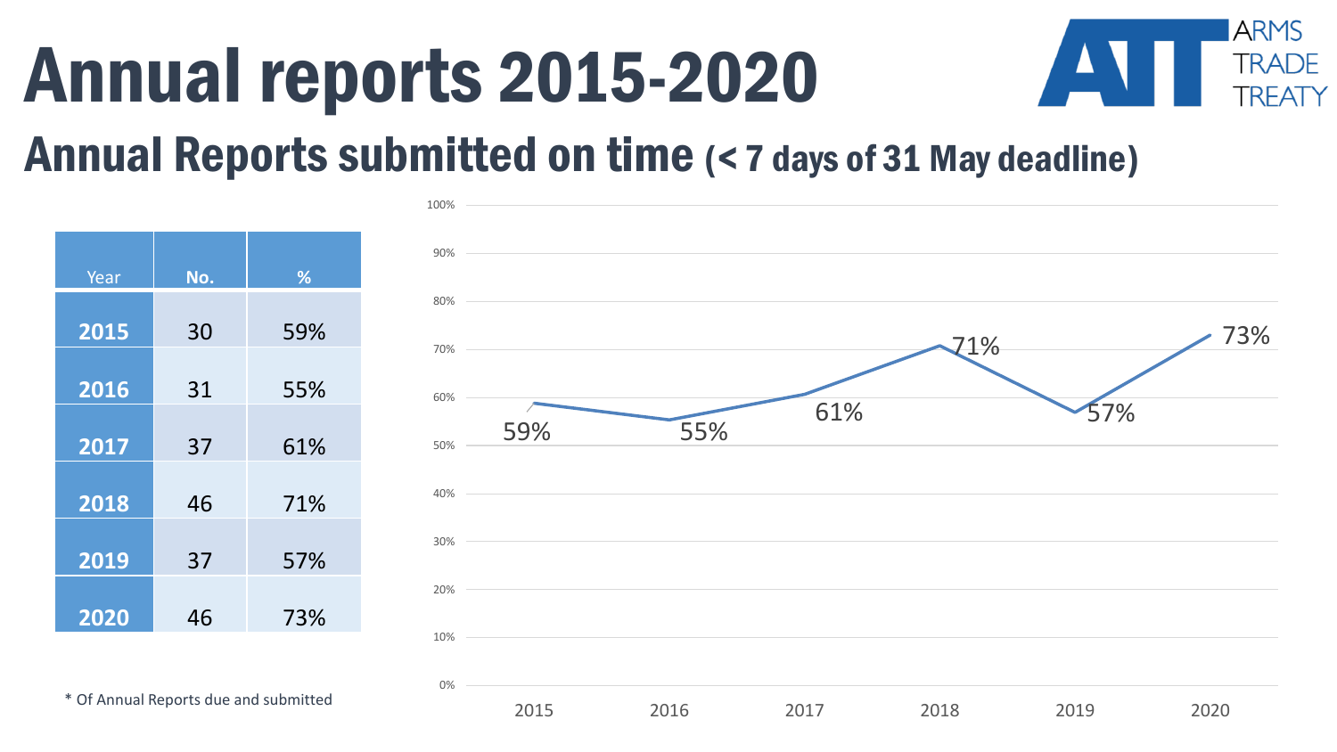# Annual reports 2015-2020

## Annual Reports submitted on time (< 7 days of 31 May deadline)

| Year | No. | % |
|---|---|---|
| **2015** | 30 | 59% |
| **2016** | 31 | 55% |
| **2017** | 37 | 61% |
| **2018** | 46 | 71% |
| **2019** | 37 | 57% |
| **2020** | 46 | 73% |

\* Of Annual Reports due and submitted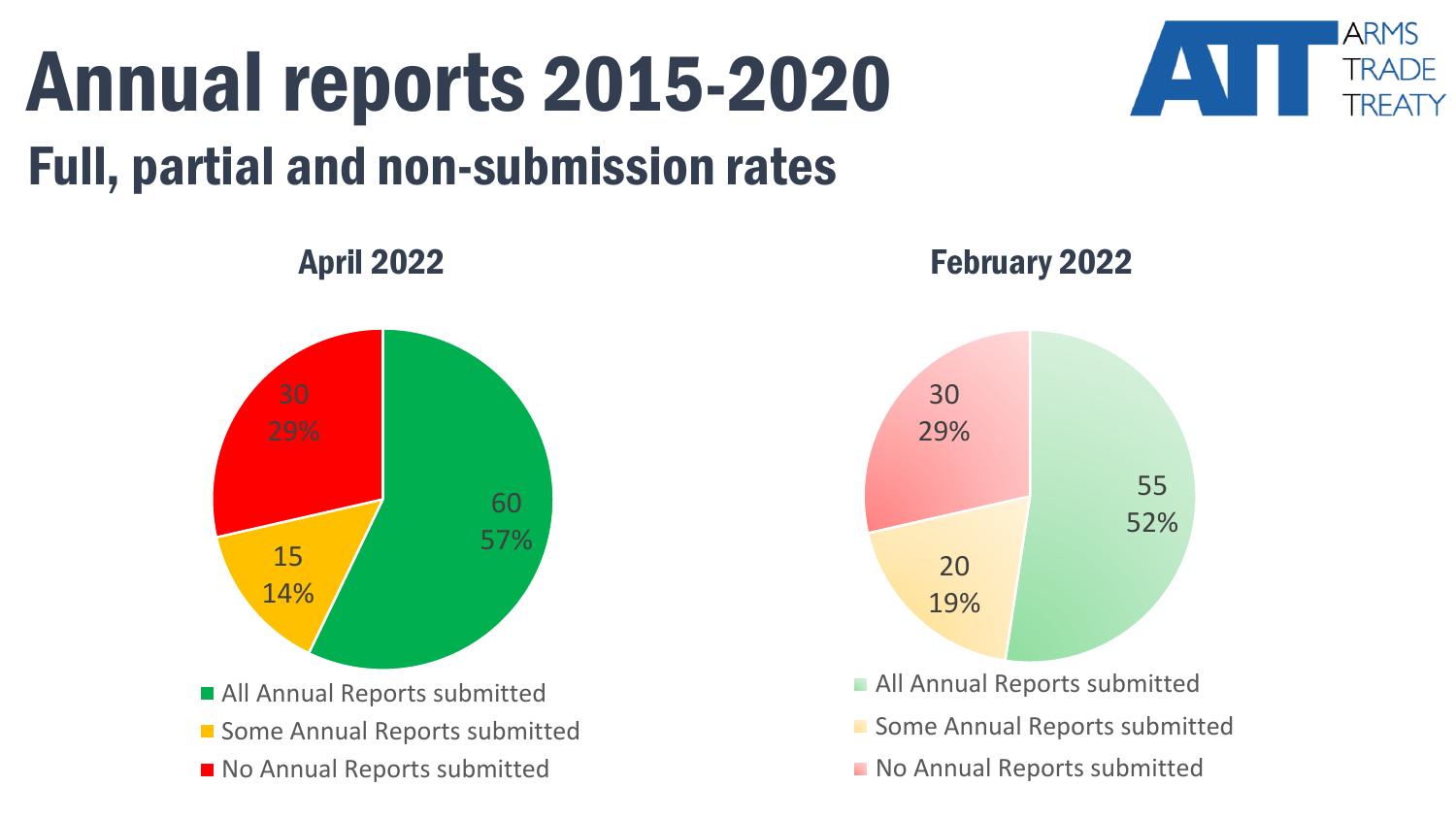# Annual reports 2015-2020

## Full, partial and non-submission rates

ARMS TRADE TREATY

### April 2022

30
29%

60
57%

15
14%

- All Annual Reports submitted
- Some Annual Reports submitted
- No Annual Reports submitted

### February 2022

30
29%

55
52%

20
19%

- All Annual Reports submitted
- Some Annual Reports submitted
- No Annual Reports submitted